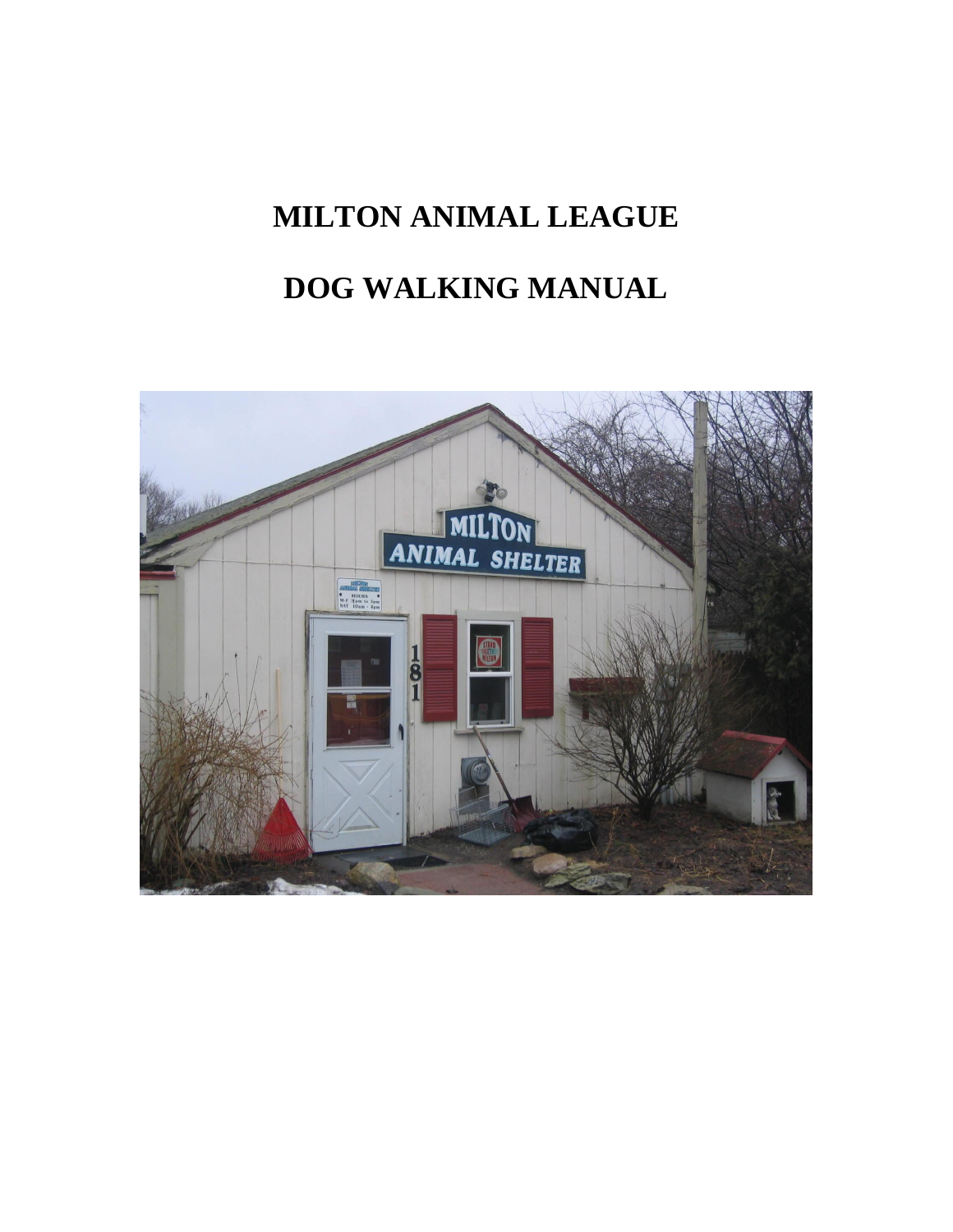# MILTON ANIMAL LEAGUE

# DOG WALKING MANUAL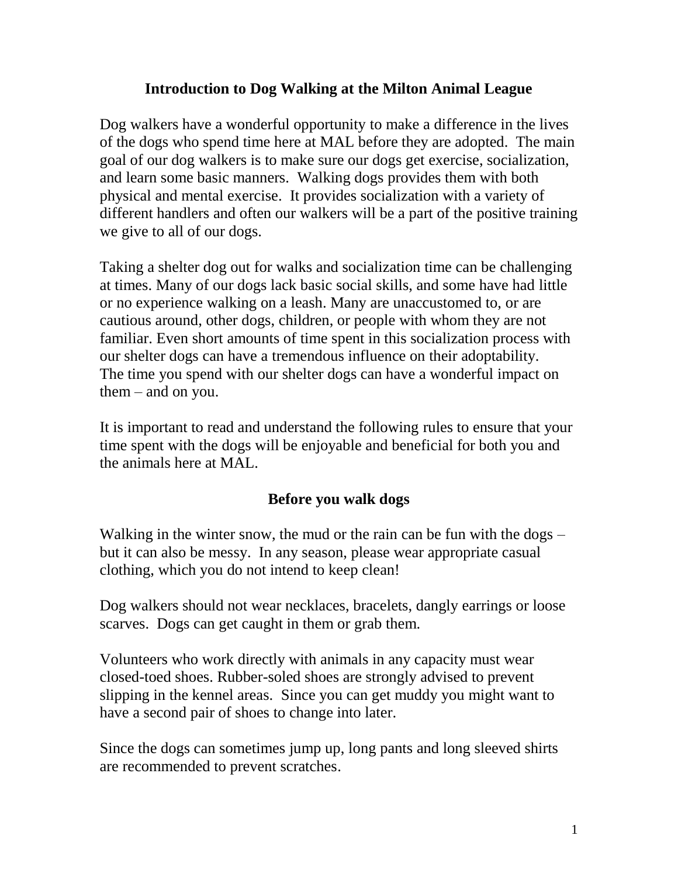## Introduction to Dog Walking at the Milton Animal League

Dog walkers have a wonderful opportunity to make a difference in the lives of the dogs who spend time here at MAL before they are adopted. The main goal of our dog walkers is to make sure our dogs get exercise, socialization, and learn some basic manners. Walking dogs provides them with both physical and mental exercise. It provides socialization with a variety of different handlers and often our walkers will be a part of the positive training we give to all of our dogs.

Taking a shelter dog out for walks and socialization time can be challenging at times. Many of our dogs lack basic social skills, and some have had little or no experience walking on a leash. Many are unaccustomed to, or are cautious around, other dogs, children, or people with whom they are not familiar. Even short amounts of time spent in this socialization process with our shelter dogs can have a tremendous influence on their adoptability. The time you spend with our shelter dogs can have a wonderful impact on them – and on you.

It is important to read and understand the following rules to ensure that your time spent with the dogs will be enjoyable and beneficial for both you and the animals here at MAL.

### Before you walk dogs

Walking in the winter snow, the mud or the rain can be fun with the dogs – but it can also be messy. In any season, please wear appropriate casual clothing, which you do not intend to keep clean!

Dog walkers should not wear necklaces, bracelets, dangly earrings or loose scarves. Dogs can get caught in them or grab them.

Volunteers who work directly with animals in any capacity must wear closed-toed shoes. Rubber-soled shoes are strongly advised to prevent slipping in the kennel areas. Since you can get muddy you might want to have a second pair of shoes to change into later.

Since the dogs can sometimes jump up, long pants and long sleeved shirts are recommended to prevent scratches.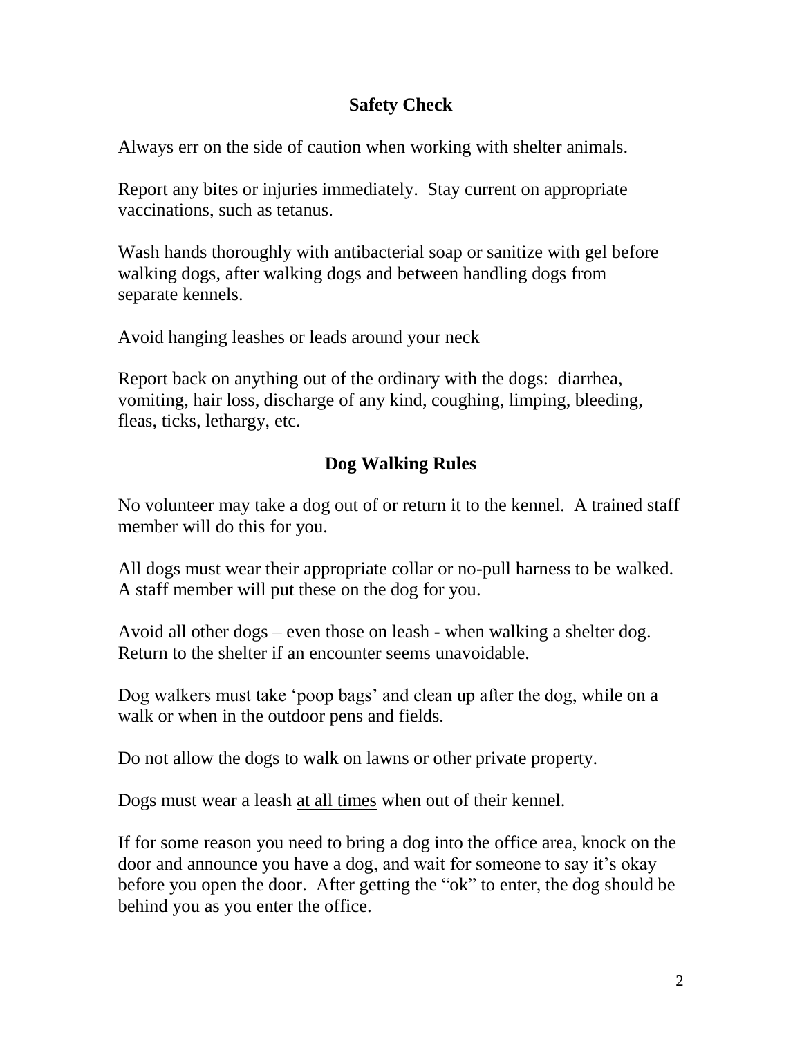## Safety Check

Always err on the side of caution when working with shelter animals.

Report any bites or injuries immediately. Stay current on appropriate vaccinations, such as tetanus.

Wash hands thoroughly with antibacterial soap or sanitize with gel before walking dogs, after walking dogs and between handling dogs from separate kennels.

Avoid hanging leashes or leads around your neck

Report back on anything out of the ordinary with the dogs: diarrhea, vomiting, hair loss, discharge of any kind, coughing, limping, bleeding, fleas, ticks, lethargy, etc.

## Dog Walking Rules

No volunteer may take a dog out of or return it to the kennel. A trained staff member will do this for you.

All dogs must wear their appropriate collar or no-pull harness to be walked. A staff member will put these on the dog for you.

Avoid all other dogs – even those on leash - when walking a shelter dog. Return to the shelter if an encounter seems unavoidable.

Dog walkers must take 'poop bags' and clean up after the dog, while on a walk or when in the outdoor pens and fields.

Do not allow the dogs to walk on lawns or other private property.

Dogs must wear a leash <u>at all times</u> when out of their kennel.

If for some reason you need to bring a dog into the office area, knock on the door and announce you have a dog, and wait for someone to say it's okay before you open the door. After getting the "ok" to enter, the dog should be behind you as you enter the office.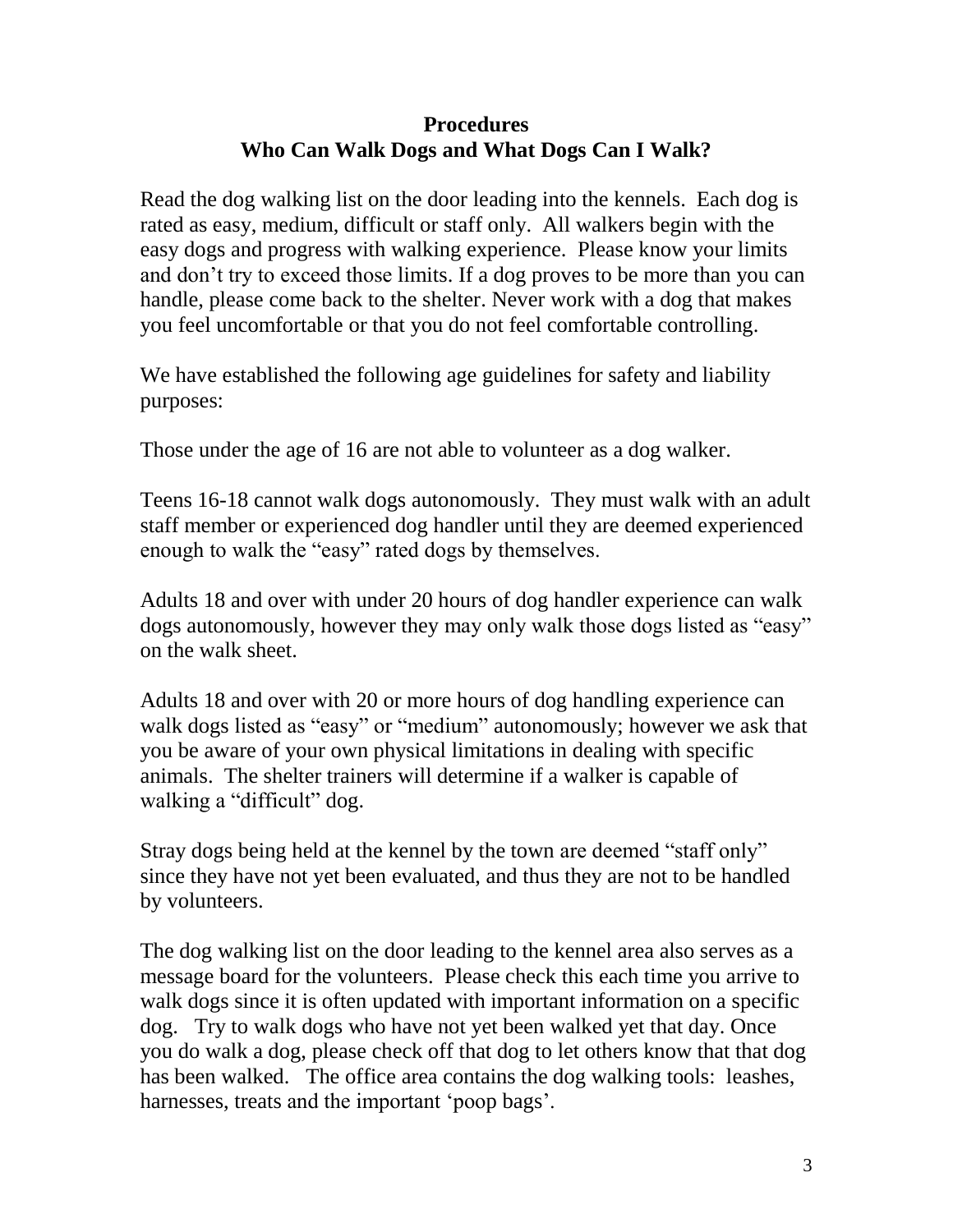**Procedures**
**Who Can Walk Dogs and What Dogs Can I Walk?**

Read the dog walking list on the door leading into the kennels. Each dog is rated as easy, medium, difficult or staff only. All walkers begin with the easy dogs and progress with walking experience. Please know your limits and don't try to exceed those limits. If a dog proves to be more than you can handle, please come back to the shelter. Never work with a dog that makes you feel uncomfortable or that you do not feel comfortable controlling.

We have established the following age guidelines for safety and liability purposes:

Those under the age of 16 are not able to volunteer as a dog walker.

Teens 16-18 cannot walk dogs autonomously. They must walk with an adult staff member or experienced dog handler until they are deemed experienced enough to walk the "easy" rated dogs by themselves.

Adults 18 and over with under 20 hours of dog handler experience can walk dogs autonomously, however they may only walk those dogs listed as "easy" on the walk sheet.

Adults 18 and over with 20 or more hours of dog handling experience can walk dogs listed as "easy" or "medium" autonomously; however we ask that you be aware of your own physical limitations in dealing with specific animals. The shelter trainers will determine if a walker is capable of walking a "difficult" dog.

Stray dogs being held at the kennel by the town are deemed "staff only" since they have not yet been evaluated, and thus they are not to be handled by volunteers.

The dog walking list on the door leading to the kennel area also serves as a message board for the volunteers. Please check this each time you arrive to walk dogs since it is often updated with important information on a specific dog. Try to walk dogs who have not yet been walked yet that day. Once you do walk a dog, please check off that dog to let others know that that dog has been walked. The office area contains the dog walking tools: leashes, harnesses, treats and the important 'poop bags'.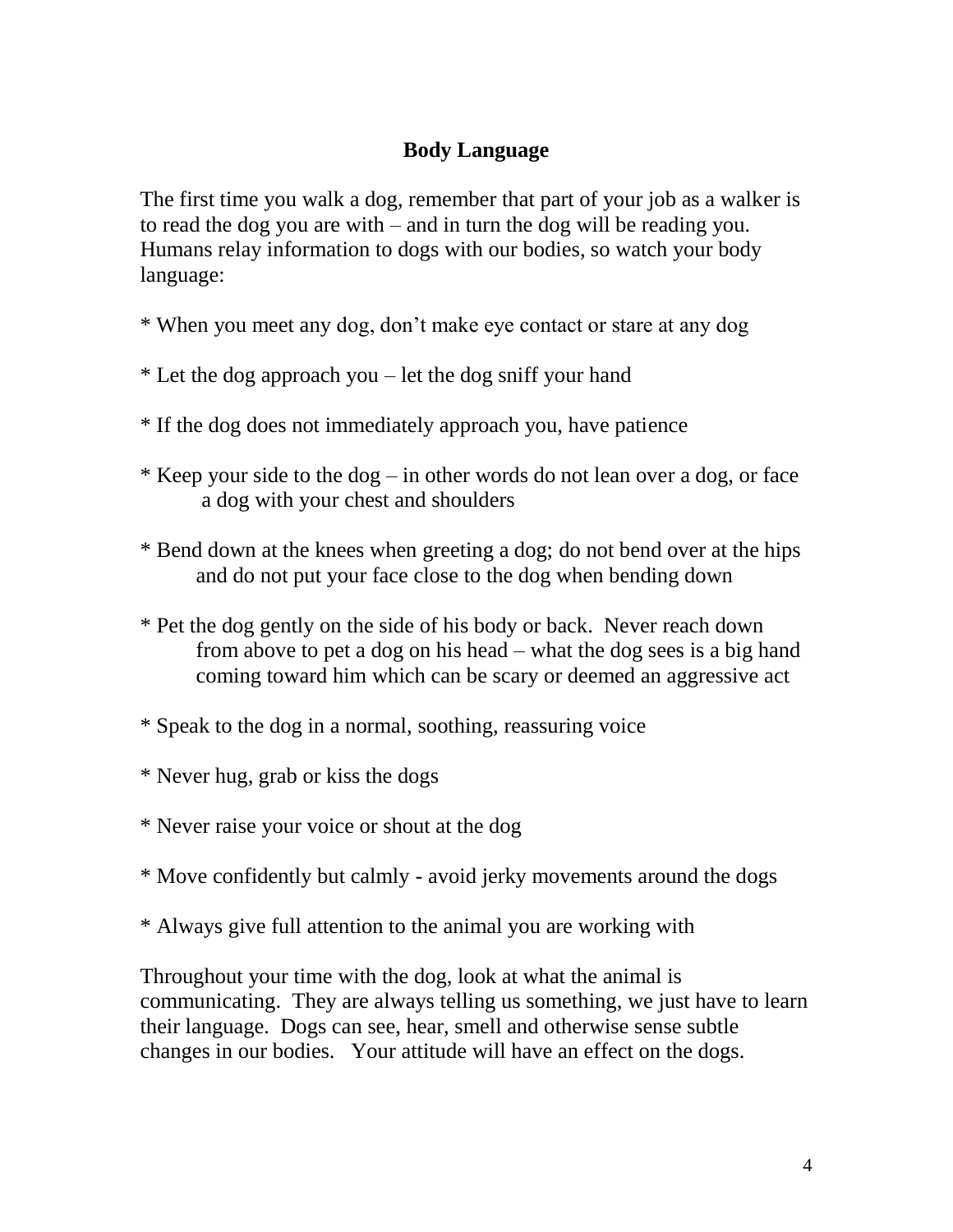## Body Language

The first time you walk a dog, remember that part of your job as a walker is to read the dog you are with – and in turn the dog will be reading you. Humans relay information to dogs with our bodies, so watch your body language:

* When you meet any dog, don't make eye contact or stare at any dog
* Let the dog approach you – let the dog sniff your hand
* If the dog does not immediately approach you, have patience
* Keep your side to the dog – in other words do not lean over a dog, or face a dog with your chest and shoulders
* Bend down at the knees when greeting a dog; do not bend over at the hips and do not put your face close to the dog when bending down
* Pet the dog gently on the side of his body or back. Never reach down from above to pet a dog on his head – what the dog sees is a big hand coming toward him which can be scary or deemed an aggressive act
* Speak to the dog in a normal, soothing, reassuring voice
* Never hug, grab or kiss the dogs
* Never raise your voice or shout at the dog
* Move confidently but calmly - avoid jerky movements around the dogs
* Always give full attention to the animal you are working with

Throughout your time with the dog, look at what the animal is communicating. They are always telling us something, we just have to learn their language. Dogs can see, hear, smell and otherwise sense subtle changes in our bodies. Your attitude will have an effect on the dogs.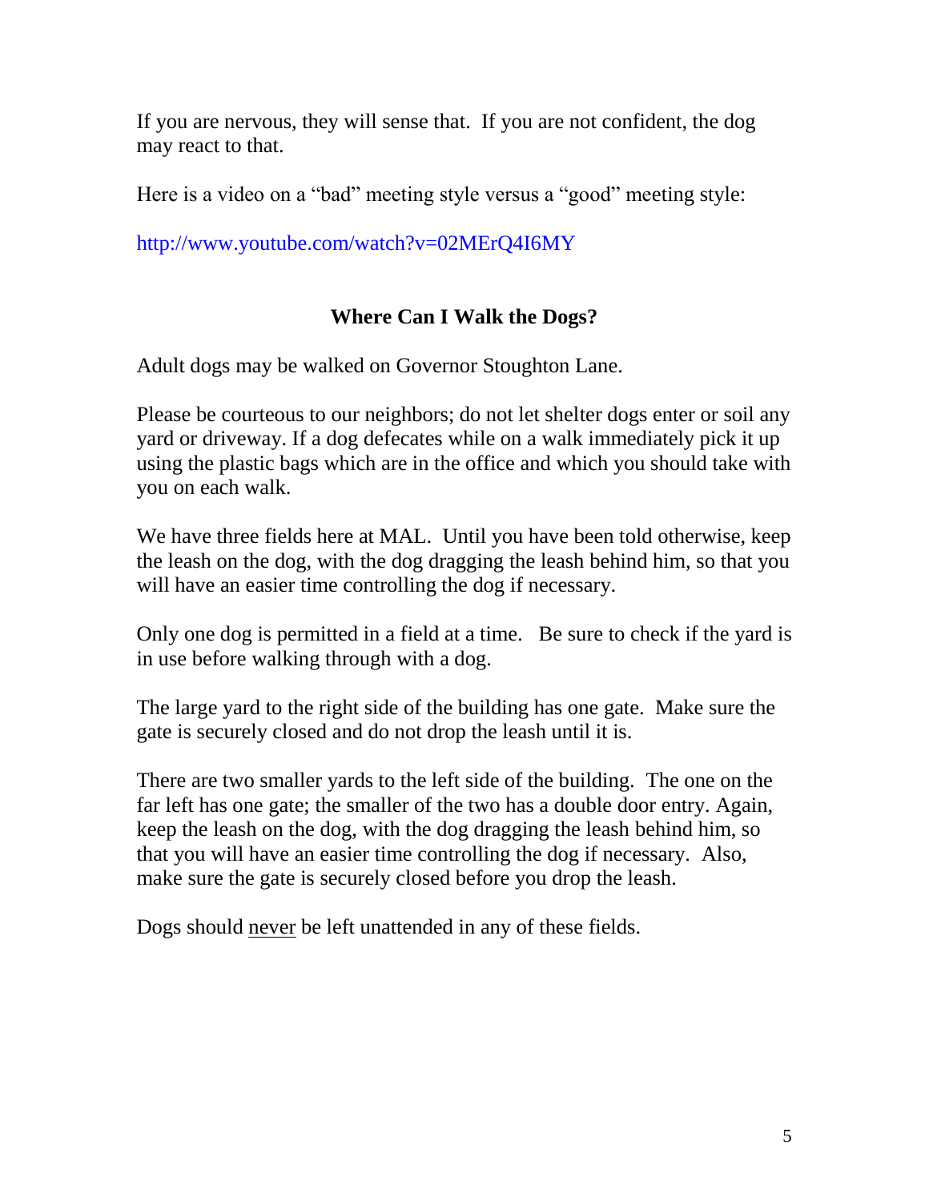If you are nervous, they will sense that. If you are not confident, the dog may react to that.

Here is a video on a "bad" meeting style versus a "good" meeting style:

http://www.youtube.com/watch?v=02MErQ4I6MY

## Where Can I Walk the Dogs?

Adult dogs may be walked on Governor Stoughton Lane.

Please be courteous to our neighbors; do not let shelter dogs enter or soil any yard or driveway. If a dog defecates while on a walk immediately pick it up using the plastic bags which are in the office and which you should take with you on each walk.

We have three fields here at MAL. Until you have been told otherwise, keep the leash on the dog, with the dog dragging the leash behind him, so that you will have an easier time controlling the dog if necessary.

Only one dog is permitted in a field at a time. Be sure to check if the yard is in use before walking through with a dog.

The large yard to the right side of the building has one gate. Make sure the gate is securely closed and do not drop the leash until it is.

There are two smaller yards to the left side of the building. The one on the far left has one gate; the smaller of the two has a double door entry. Again, keep the leash on the dog, with the dog dragging the leash behind him, so that you will have an easier time controlling the dog if necessary. Also, make sure the gate is securely closed before you drop the leash.

Dogs should <u>never</u> be left unattended in any of these fields.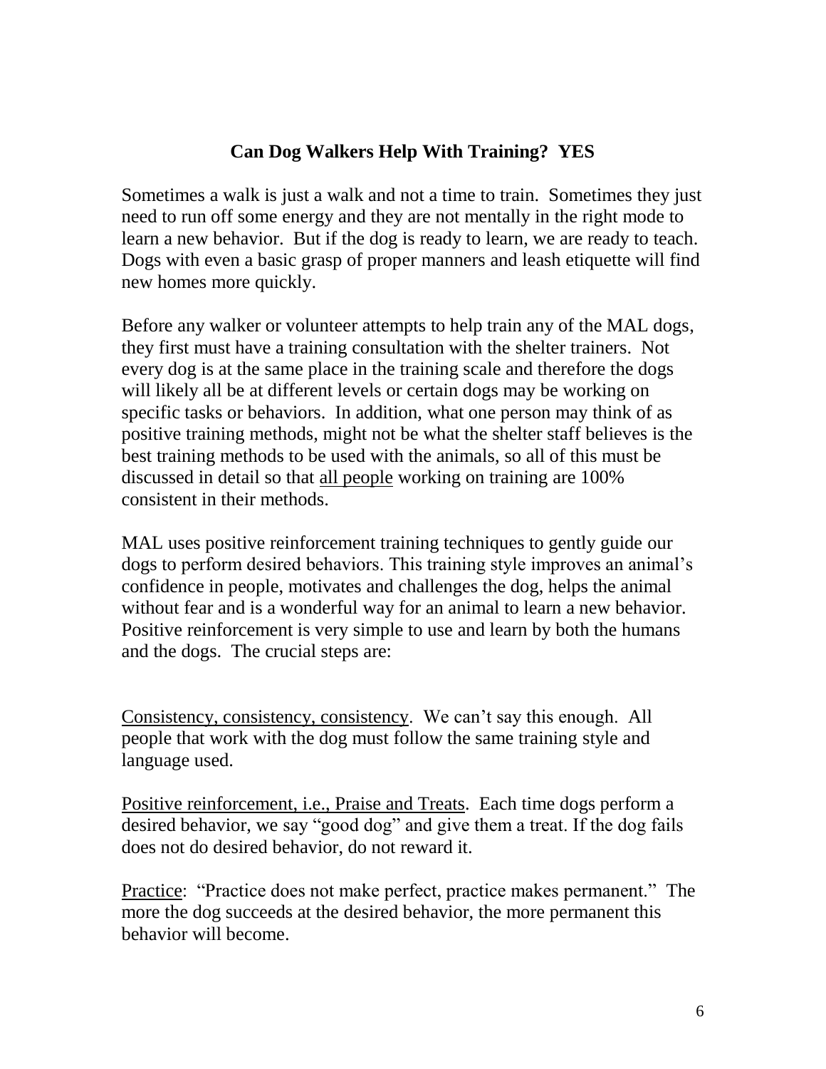## Can Dog Walkers Help With Training? YES

Sometimes a walk is just a walk and not a time to train. Sometimes they just need to run off some energy and they are not mentally in the right mode to learn a new behavior. But if the dog is ready to learn, we are ready to teach. Dogs with even a basic grasp of proper manners and leash etiquette will find new homes more quickly.

Before any walker or volunteer attempts to help train any of the MAL dogs, they first must have a training consultation with the shelter trainers. Not every dog is at the same place in the training scale and therefore the dogs will likely all be at different levels or certain dogs may be working on specific tasks or behaviors. In addition, what one person may think of as positive training methods, might not be what the shelter staff believes is the best training methods to be used with the animals, so all of this must be discussed in detail so that all people working on training are 100% consistent in their methods.

MAL uses positive reinforcement training techniques to gently guide our dogs to perform desired behaviors. This training style improves an animal's confidence in people, motivates and challenges the dog, helps the animal without fear and is a wonderful way for an animal to learn a new behavior. Positive reinforcement is very simple to use and learn by both the humans and the dogs. The crucial steps are:

Consistency, consistency, consistency. We can't say this enough. All people that work with the dog must follow the same training style and language used.

Positive reinforcement, i.e., Praise and Treats. Each time dogs perform a desired behavior, we say "good dog" and give them a treat. If the dog fails does not do desired behavior, do not reward it.

Practice: "Practice does not make perfect, practice makes permanent." The more the dog succeeds at the desired behavior, the more permanent this behavior will become.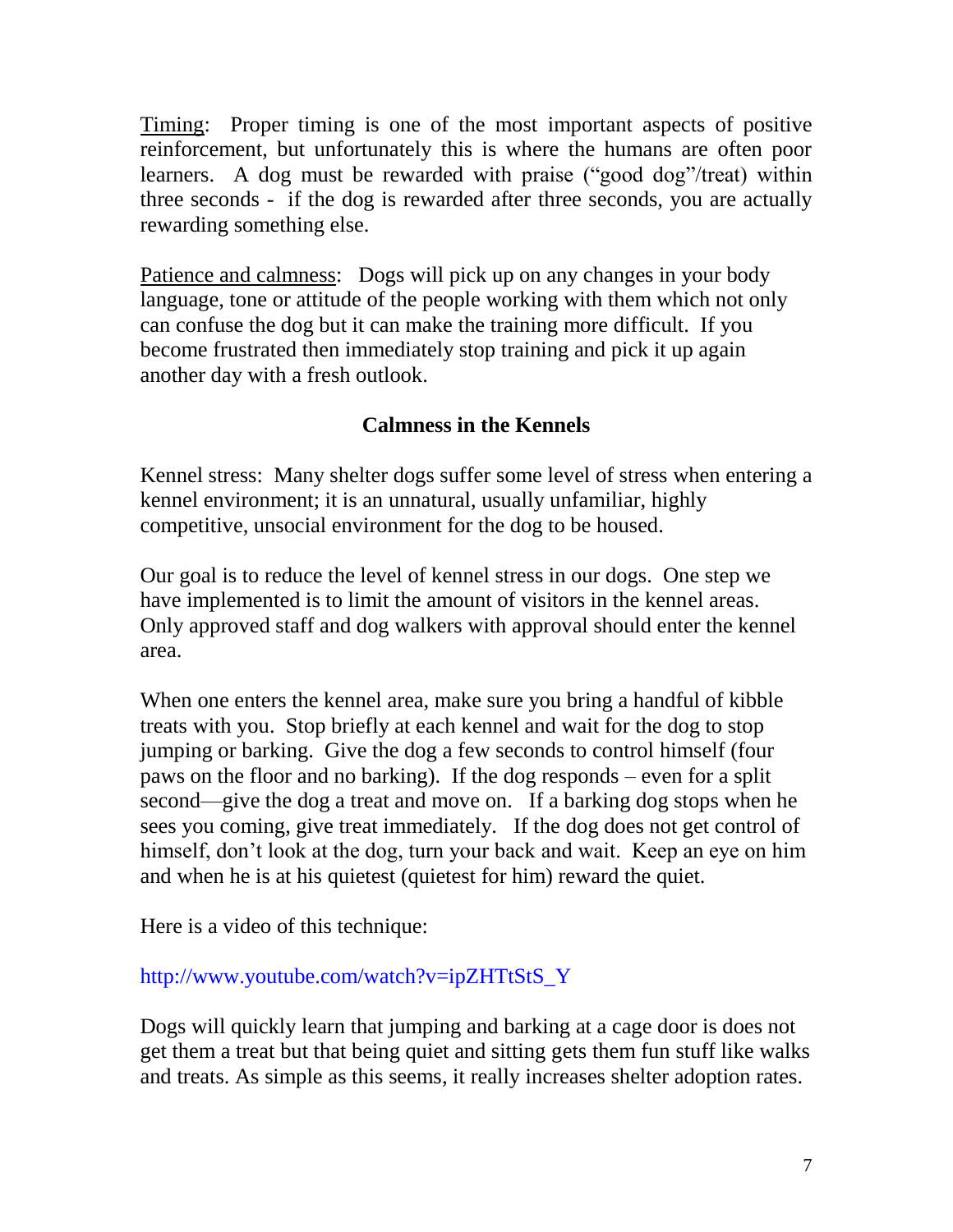<u>Timing</u>: Proper timing is one of the most important aspects of positive reinforcement, but unfortunately this is where the humans are often poor learners. A dog must be rewarded with praise (“good dog”/treat) within three seconds - if the dog is rewarded after three seconds, you are actually rewarding something else.

<u>Patience and calmness</u>: Dogs will pick up on any changes in your body language, tone or attitude of the people working with them which not only can confuse the dog but it can make the training more difficult. If you become frustrated then immediately stop training and pick it up again another day with a fresh outlook.

## Calmness in the Kennels

Kennel stress: Many shelter dogs suffer some level of stress when entering a kennel environment; it is an unnatural, usually unfamiliar, highly competitive, unsocial environment for the dog to be housed.

Our goal is to reduce the level of kennel stress in our dogs. One step we have implemented is to limit the amount of visitors in the kennel areas. Only approved staff and dog walkers with approval should enter the kennel area.

When one enters the kennel area, make sure you bring a handful of kibble treats with you. Stop briefly at each kennel and wait for the dog to stop jumping or barking. Give the dog a few seconds to control himself (four paws on the floor and no barking). If the dog responds – even for a split second—give the dog a treat and move on. If a barking dog stops when he sees you coming, give treat immediately. If the dog does not get control of himself, don’t look at the dog, turn your back and wait. Keep an eye on him and when he is at his quietest (quietest for him) reward the quiet.

Here is a video of this technique:

http://www.youtube.com/watch?v=ipZHTtStS_Y

Dogs will quickly learn that jumping and barking at a cage door is does not get them a treat but that being quiet and sitting gets them fun stuff like walks and treats. As simple as this seems, it really increases shelter adoption rates.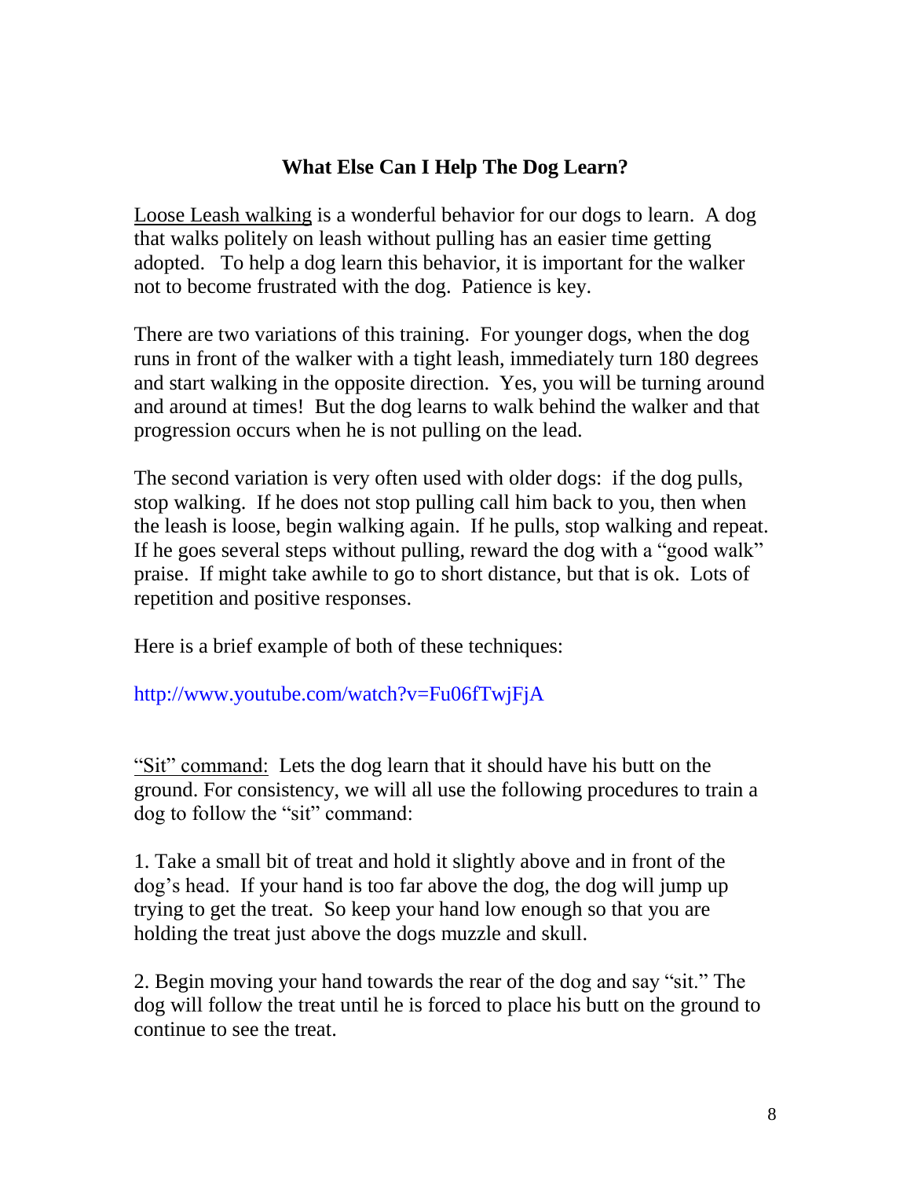## What Else Can I Help The Dog Learn?

<u>Loose Leash walking</u> is a wonderful behavior for our dogs to learn. A dog that walks politely on leash without pulling has an easier time getting adopted. To help a dog learn this behavior, it is important for the walker not to become frustrated with the dog. Patience is key.

There are two variations of this training. For younger dogs, when the dog runs in front of the walker with a tight leash, immediately turn 180 degrees and start walking in the opposite direction. Yes, you will be turning around and around at times! But the dog learns to walk behind the walker and that progression occurs when he is not pulling on the lead.

The second variation is very often used with older dogs: if the dog pulls, stop walking. If he does not stop pulling call him back to you, then when the leash is loose, begin walking again. If he pulls, stop walking and repeat. If he goes several steps without pulling, reward the dog with a "good walk" praise. If might take awhile to go to short distance, but that is ok. Lots of repetition and positive responses.

Here is a brief example of both of these techniques:

http://www.youtube.com/watch?v=Fu06fTwjFjA

<u>"Sit" command:</u> Lets the dog learn that it should have his butt on the ground. For consistency, we will all use the following procedures to train a dog to follow the "sit" command:

1. Take a small bit of treat and hold it slightly above and in front of the dog's head. If your hand is too far above the dog, the dog will jump up trying to get the treat. So keep your hand low enough so that you are holding the treat just above the dogs muzzle and skull.

2. Begin moving your hand towards the rear of the dog and say "sit." The dog will follow the treat until he is forced to place his butt on the ground to continue to see the treat.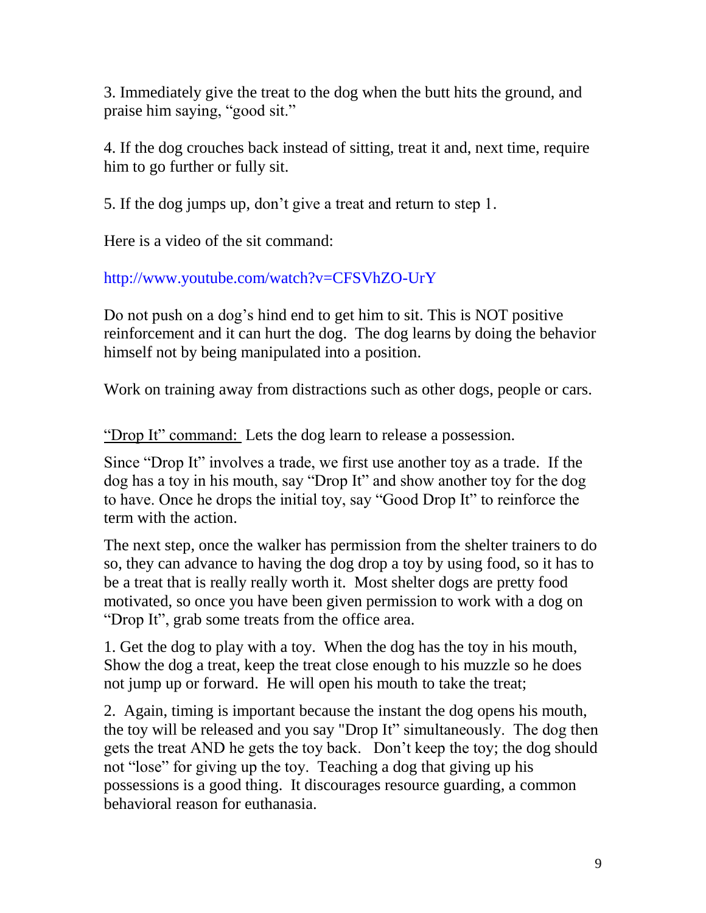3. Immediately give the treat to the dog when the butt hits the ground, and praise him saying, “good sit.”

4. If the dog crouches back instead of sitting, treat it and, next time, require him to go further or fully sit.

5. If the dog jumps up, don’t give a treat and return to step 1.

Here is a video of the sit command:

http://www.youtube.com/watch?v=CFSVhZO-UrY

Do not push on a dog’s hind end to get him to sit. This is NOT positive reinforcement and it can hurt the dog. The dog learns by doing the behavior himself not by being manipulated into a position.

Work on training away from distractions such as other dogs, people or cars.

<u>“Drop It” command:</u> Lets the dog learn to release a possession.

Since “Drop It” involves a trade, we first use another toy as a trade. If the dog has a toy in his mouth, say “Drop It” and show another toy for the dog to have. Once he drops the initial toy, say “Good Drop It” to reinforce the term with the action.

The next step, once the walker has permission from the shelter trainers to do so, they can advance to having the dog drop a toy by using food, so it has to be a treat that is really really worth it. Most shelter dogs are pretty food motivated, so once you have been given permission to work with a dog on “Drop It”, grab some treats from the office area.

1. Get the dog to play with a toy. When the dog has the toy in his mouth, Show the dog a treat, keep the treat close enough to his muzzle so he does not jump up or forward. He will open his mouth to take the treat;

2. Again, timing is important because the instant the dog opens his mouth, the toy will be released and you say "Drop It” simultaneously. The dog then gets the treat AND he gets the toy back. Don’t keep the toy; the dog should not “lose” for giving up the toy. Teaching a dog that giving up his possessions is a good thing. It discourages resource guarding, a common behavioral reason for euthanasia.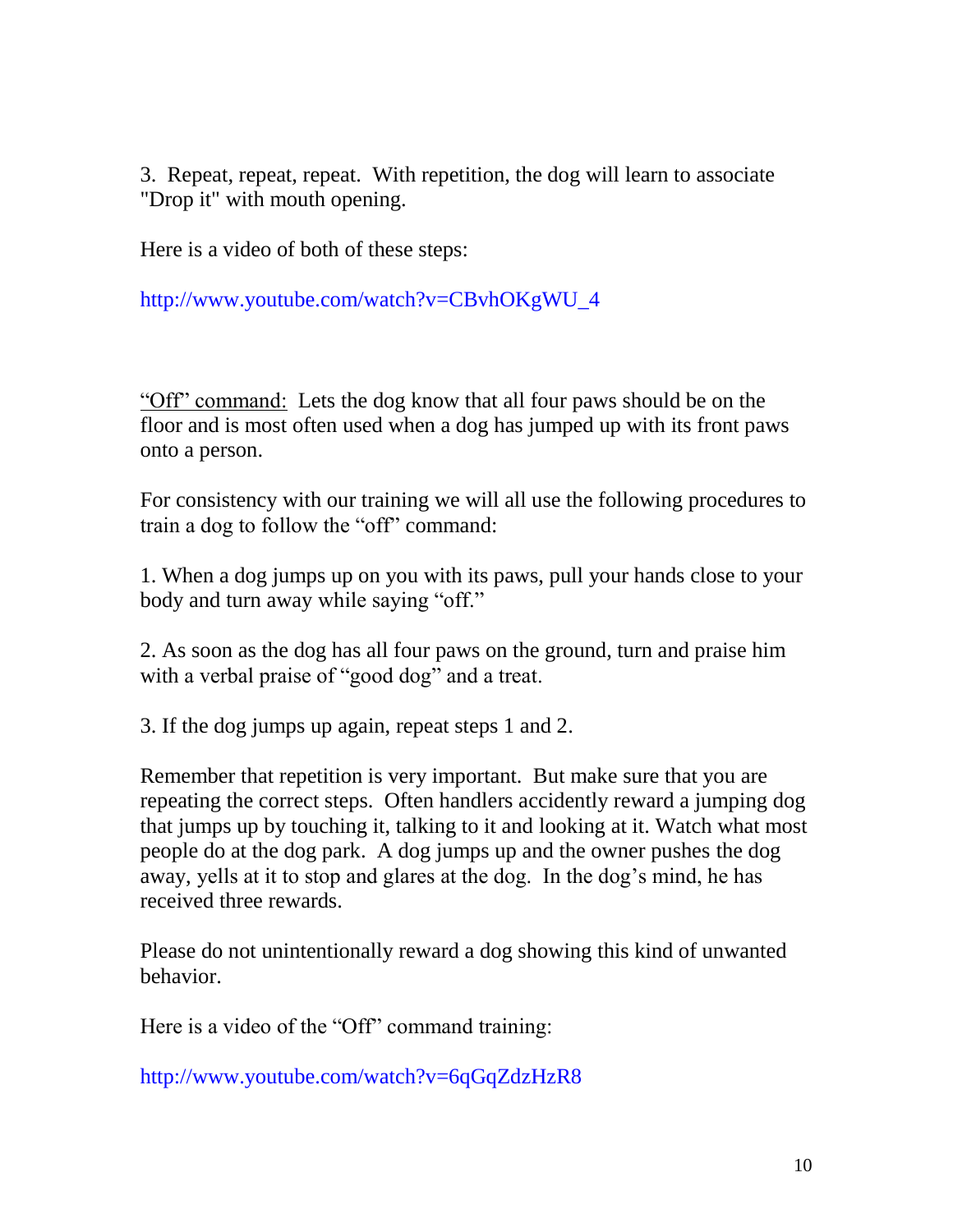3. Repeat, repeat, repeat. With repetition, the dog will learn to associate "Drop it" with mouth opening.

Here is a video of both of these steps:

http://www.youtube.com/watch?v=CBvhOKgWU_4

<u>“Off” command:</u> Lets the dog know that all four paws should be on the floor and is most often used when a dog has jumped up with its front paws onto a person.

For consistency with our training we will all use the following procedures to train a dog to follow the “off” command:

1. When a dog jumps up on you with its paws, pull your hands close to your body and turn away while saying “off.”

2. As soon as the dog has all four paws on the ground, turn and praise him with a verbal praise of “good dog” and a treat.

3. If the dog jumps up again, repeat steps 1 and 2.

Remember that repetition is very important. But make sure that you are repeating the correct steps. Often handlers accidently reward a jumping dog that jumps up by touching it, talking to it and looking at it. Watch what most people do at the dog park. A dog jumps up and the owner pushes the dog away, yells at it to stop and glares at the dog. In the dog’s mind, he has received three rewards.

Please do not unintentionally reward a dog showing this kind of unwanted behavior.

Here is a video of the “Off” command training:

http://www.youtube.com/watch?v=6qGqZdzHzR8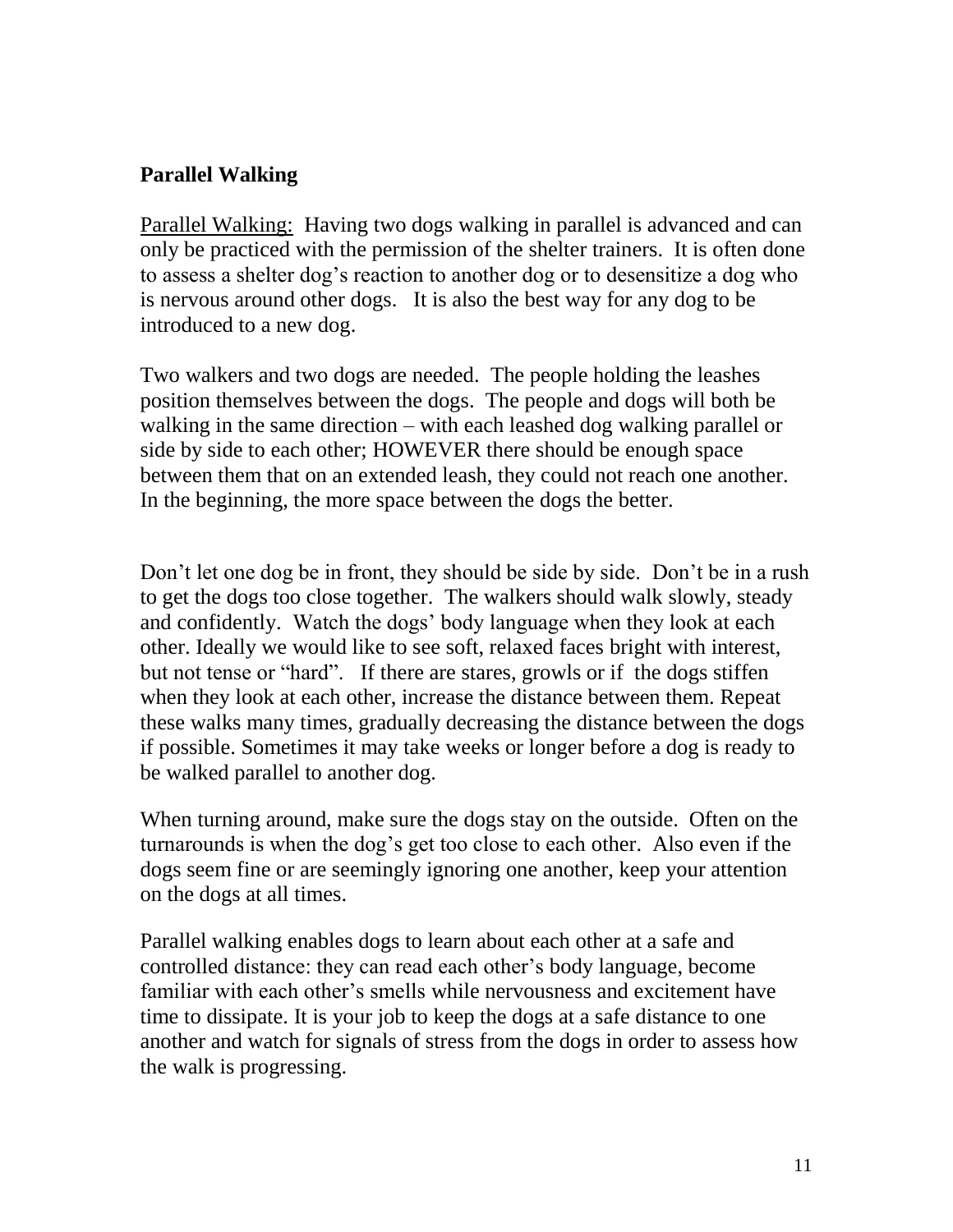## Parallel Walking

Parallel Walking: Having two dogs walking in parallel is advanced and can only be practiced with the permission of the shelter trainers. It is often done to assess a shelter dog's reaction to another dog or to desensitize a dog who is nervous around other dogs. It is also the best way for any dog to be introduced to a new dog.

Two walkers and two dogs are needed. The people holding the leashes position themselves between the dogs. The people and dogs will both be walking in the same direction – with each leashed dog walking parallel or side by side to each other; HOWEVER there should be enough space between them that on an extended leash, they could not reach one another. In the beginning, the more space between the dogs the better.

Don't let one dog be in front, they should be side by side. Don't be in a rush to get the dogs too close together. The walkers should walk slowly, steady and confidently. Watch the dogs' body language when they look at each other. Ideally we would like to see soft, relaxed faces bright with interest, but not tense or "hard". If there are stares, growls or if the dogs stiffen when they look at each other, increase the distance between them. Repeat these walks many times, gradually decreasing the distance between the dogs if possible. Sometimes it may take weeks or longer before a dog is ready to be walked parallel to another dog.

When turning around, make sure the dogs stay on the outside. Often on the turnarounds is when the dog's get too close to each other. Also even if the dogs seem fine or are seemingly ignoring one another, keep your attention on the dogs at all times.

Parallel walking enables dogs to learn about each other at a safe and controlled distance: they can read each other's body language, become familiar with each other's smells while nervousness and excitement have time to dissipate. It is your job to keep the dogs at a safe distance to one another and watch for signals of stress from the dogs in order to assess how the walk is progressing.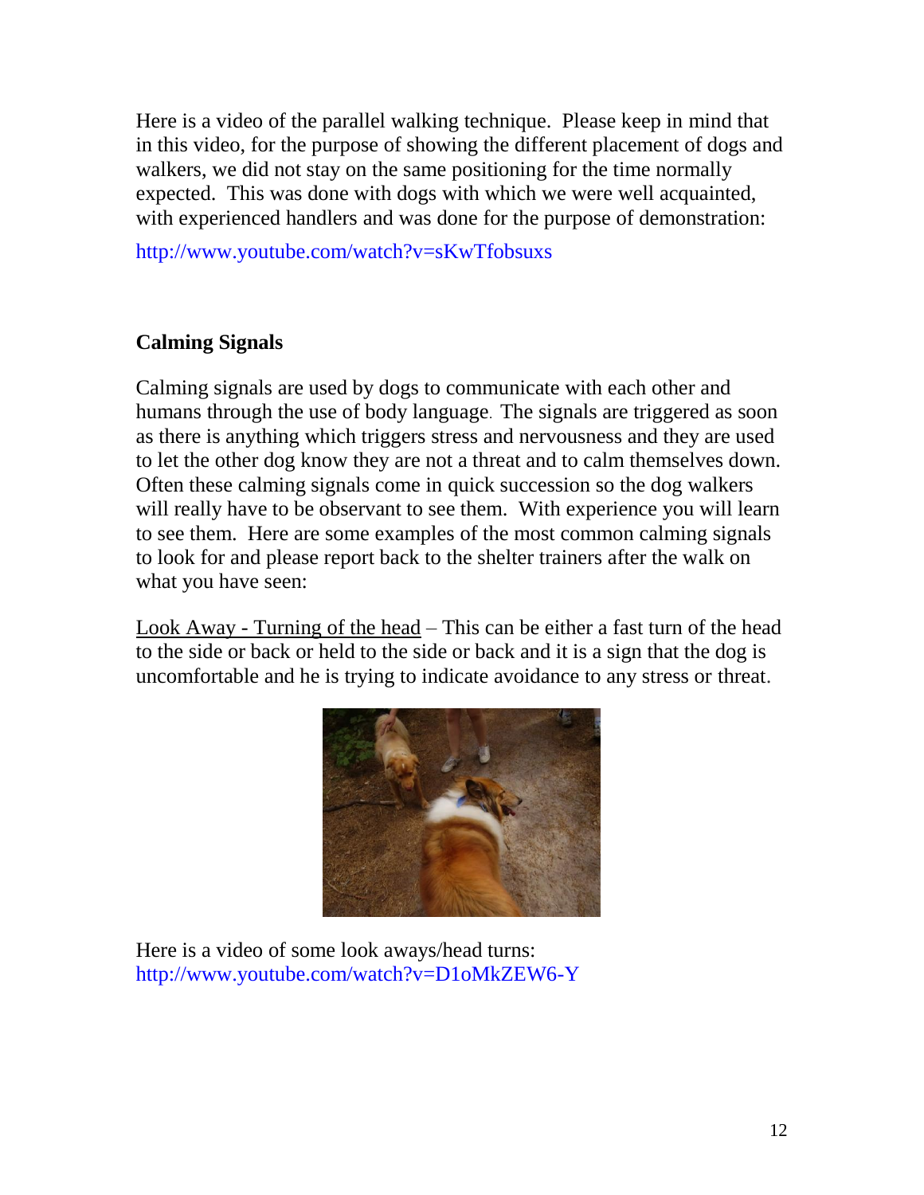Here is a video of the parallel walking technique. Please keep in mind that in this video, for the purpose of showing the different placement of dogs and walkers, we did not stay on the same positioning for the time normally expected. This was done with dogs with which we were well acquainted, with experienced handlers and was done for the purpose of demonstration:

http://www.youtube.com/watch?v=sKwTfobsuxs

## Calming Signals

Calming signals are used by dogs to communicate with each other and humans through the use of body language. The signals are triggered as soon as there is anything which triggers stress and nervousness and they are used to let the other dog know they are not a threat and to calm themselves down. Often these calming signals come in quick succession so the dog walkers will really have to be observant to see them. With experience you will learn to see them. Here are some examples of the most common calming signals to look for and please report back to the shelter trainers after the walk on what you have seen:

Look Away - Turning of the head – This can be either a fast turn of the head to the side or back or held to the side or back and it is a sign that the dog is uncomfortable and he is trying to indicate avoidance to any stress or threat.

Here is a video of some look aways/head turns:
http://www.youtube.com/watch?v=D1oMkZEW6-Y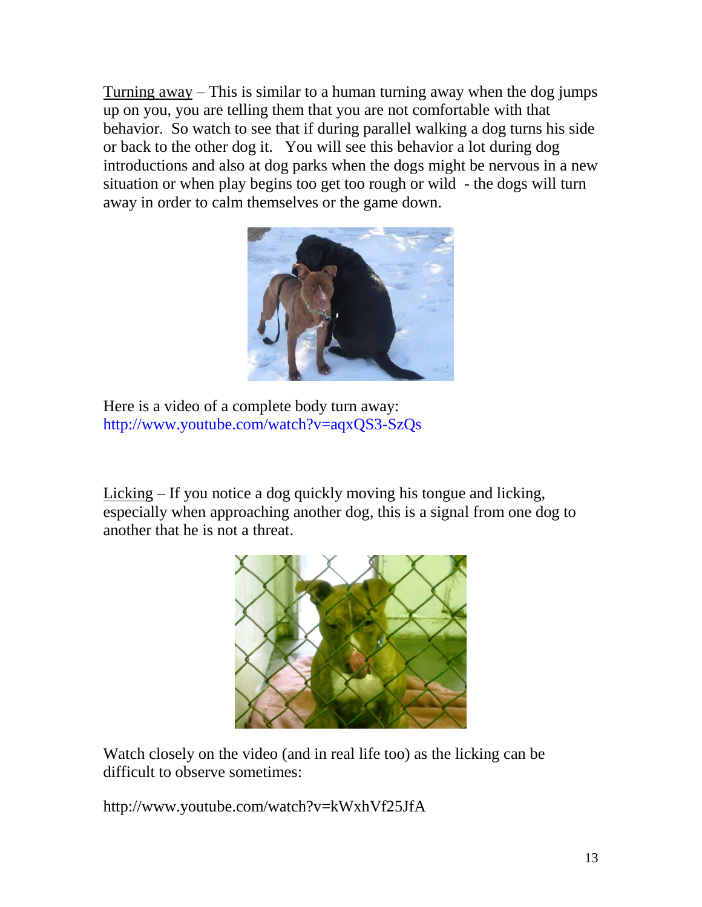Turning away – This is similar to a human turning away when the dog jumps up on you, you are telling them that you are not comfortable with that behavior. So watch to see that if during parallel walking a dog turns his side or back to the other dog it. You will see this behavior a lot during dog introductions and also at dog parks when the dogs might be nervous in a new situation or when play begins too get too rough or wild - the dogs will turn away in order to calm themselves or the game down.

Here is a video of a complete body turn away: http://www.youtube.com/watch?v=aqxQS3-SzQs

Licking – If you notice a dog quickly moving his tongue and licking, especially when approaching another dog, this is a signal from one dog to another that he is not a threat.

Watch closely on the video (and in real life too) as the licking can be difficult to observe sometimes:

http://www.youtube.com/watch?v=kWxhVf25JfA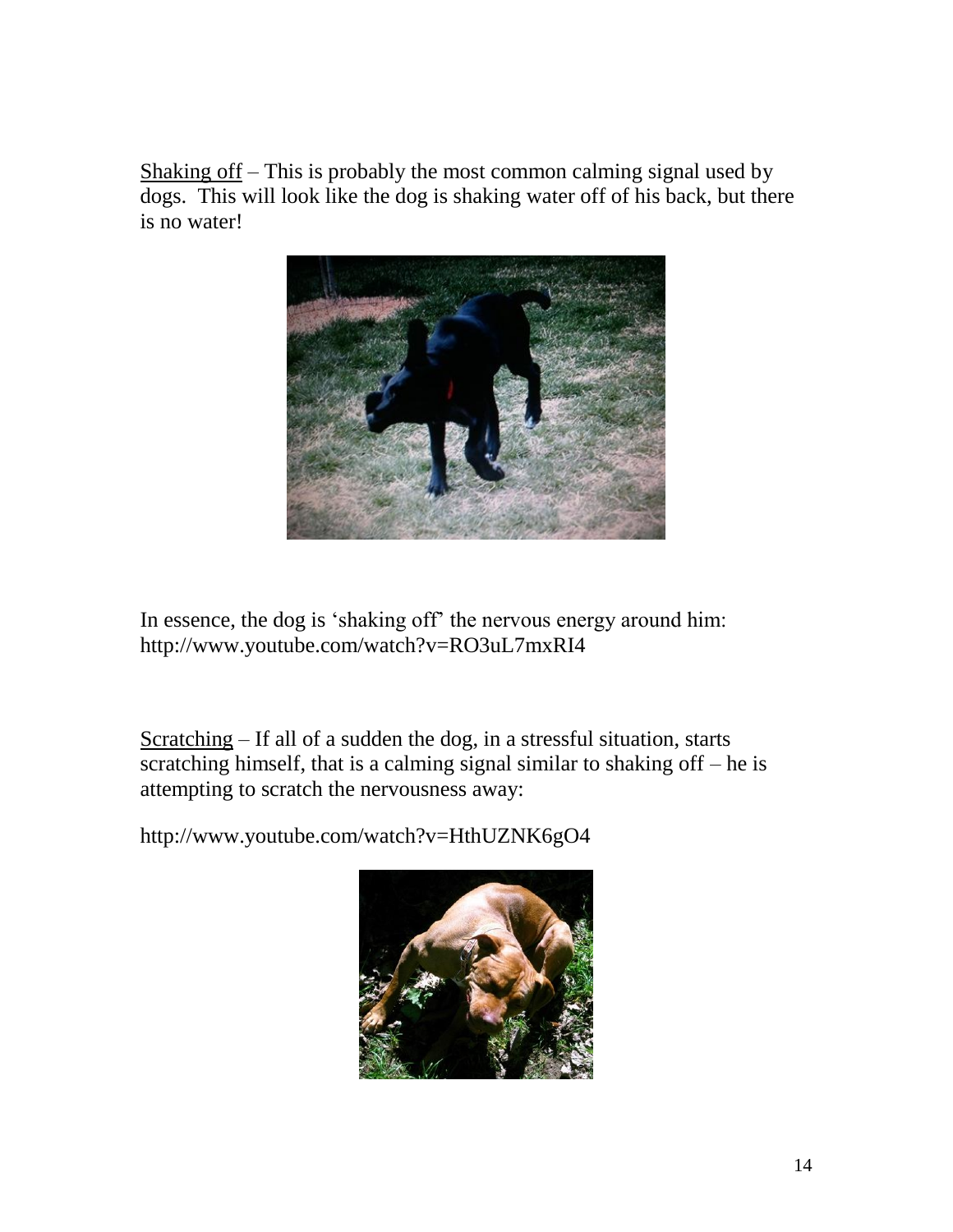<u>Shaking off</u> – This is probably the most common calming signal used by dogs. This will look like the dog is shaking water off of his back, but there is no water!

In essence, the dog is 'shaking off' the nervous energy around him: http://www.youtube.com/watch?v=RO3uL7mxRI4

<u>Scratching</u> – If all of a sudden the dog, in a stressful situation, starts scratching himself, that is a calming signal similar to shaking off – he is attempting to scratch the nervousness away:

http://www.youtube.com/watch?v=HthUZNK6gO4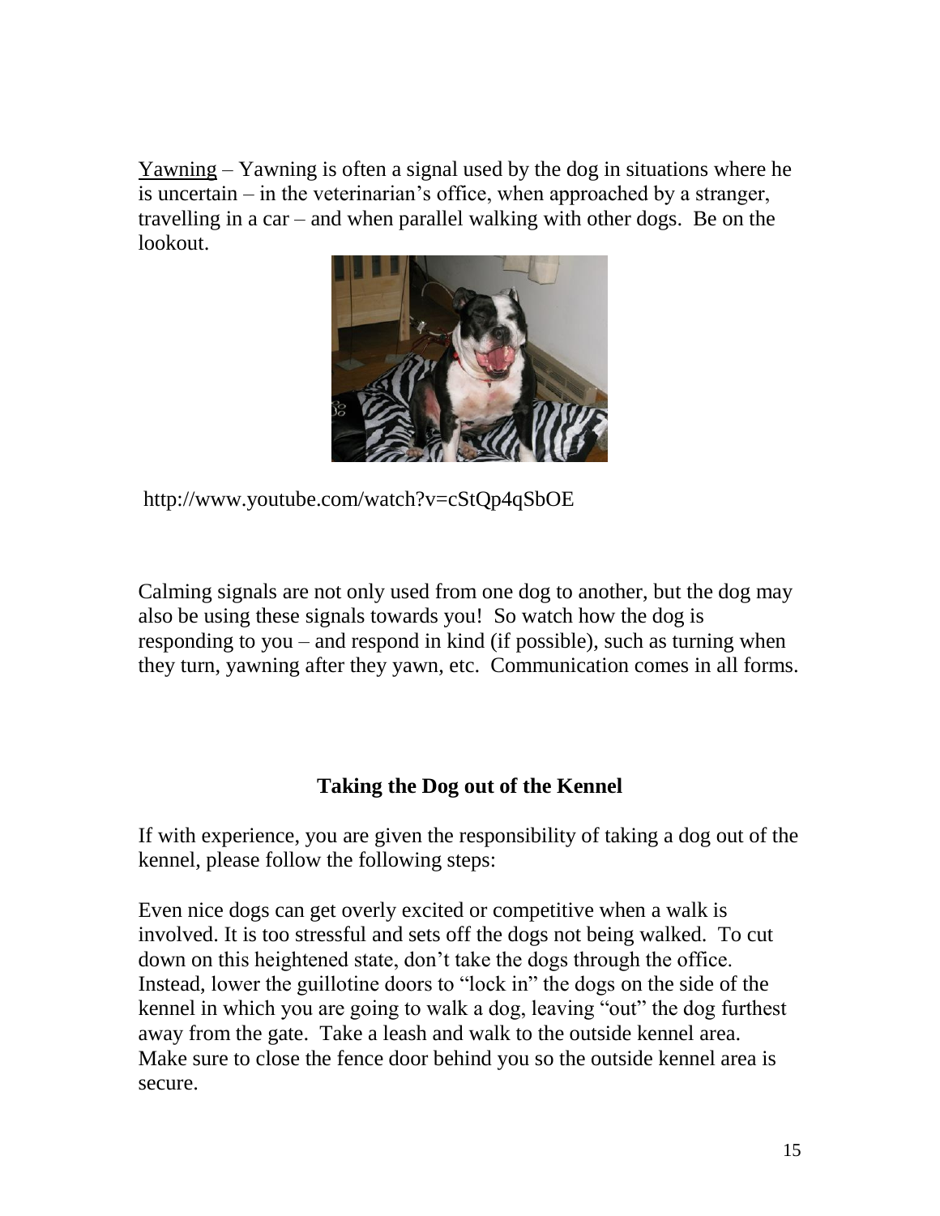Yawning – Yawning is often a signal used by the dog in situations where he is uncertain – in the veterinarian's office, when approached by a stranger, travelling in a car – and when parallel walking with other dogs. Be on the lookout.

http://www.youtube.com/watch?v=cStQp4qSbOE

Calming signals are not only used from one dog to another, but the dog may also be using these signals towards you! So watch how the dog is responding to you – and respond in kind (if possible), such as turning when they turn, yawning after they yawn, etc. Communication comes in all forms.

## Taking the Dog out of the Kennel

If with experience, you are given the responsibility of taking a dog out of the kennel, please follow the following steps:

Even nice dogs can get overly excited or competitive when a walk is involved. It is too stressful and sets off the dogs not being walked. To cut down on this heightened state, don't take the dogs through the office. Instead, lower the guillotine doors to "lock in" the dogs on the side of the kennel in which you are going to walk a dog, leaving "out" the dog furthest away from the gate. Take a leash and walk to the outside kennel area. Make sure to close the fence door behind you so the outside kennel area is secure.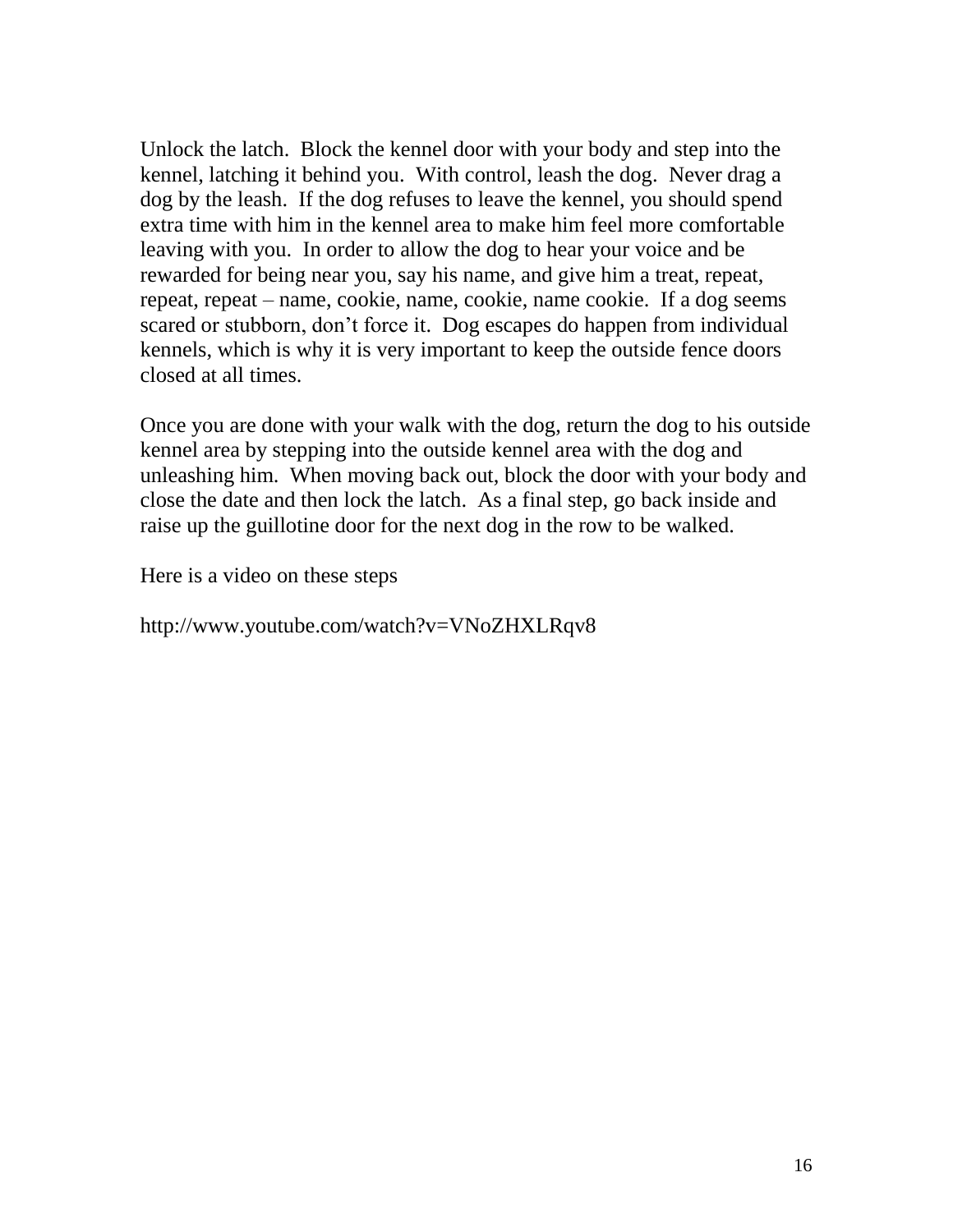Unlock the latch. Block the kennel door with your body and step into the kennel, latching it behind you. With control, leash the dog. Never drag a dog by the leash. If the dog refuses to leave the kennel, you should spend extra time with him in the kennel area to make him feel more comfortable leaving with you. In order to allow the dog to hear your voice and be rewarded for being near you, say his name, and give him a treat, repeat, repeat, repeat – name, cookie, name, cookie, name cookie. If a dog seems scared or stubborn, don't force it. Dog escapes do happen from individual kennels, which is why it is very important to keep the outside fence doors closed at all times.

Once you are done with your walk with the dog, return the dog to his outside kennel area by stepping into the outside kennel area with the dog and unleashing him. When moving back out, block the door with your body and close the date and then lock the latch. As a final step, go back inside and raise up the guillotine door for the next dog in the row to be walked.

Here is a video on these steps

http://www.youtube.com/watch?v=VNoZHXLRqv8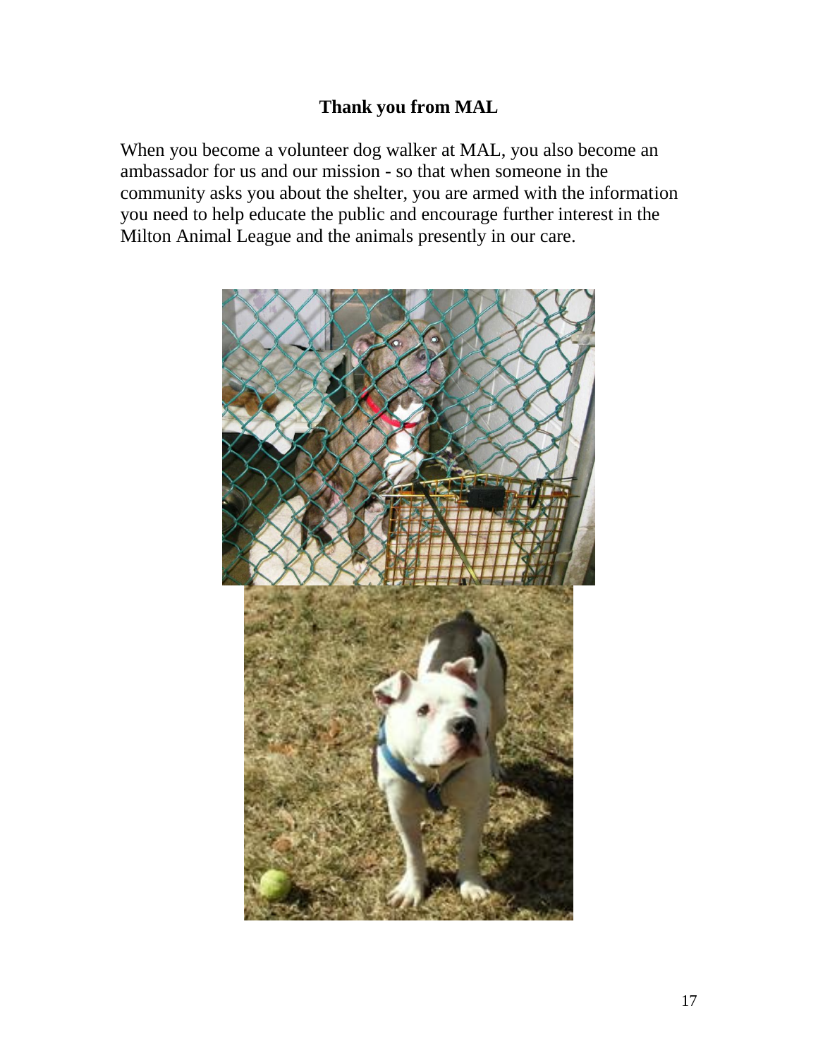## Thank you from MAL

When you become a volunteer dog walker at MAL, you also become an ambassador for us and our mission - so that when someone in the community asks you about the shelter, you are armed with the information you need to help educate the public and encourage further interest in the Milton Animal League and the animals presently in our care.